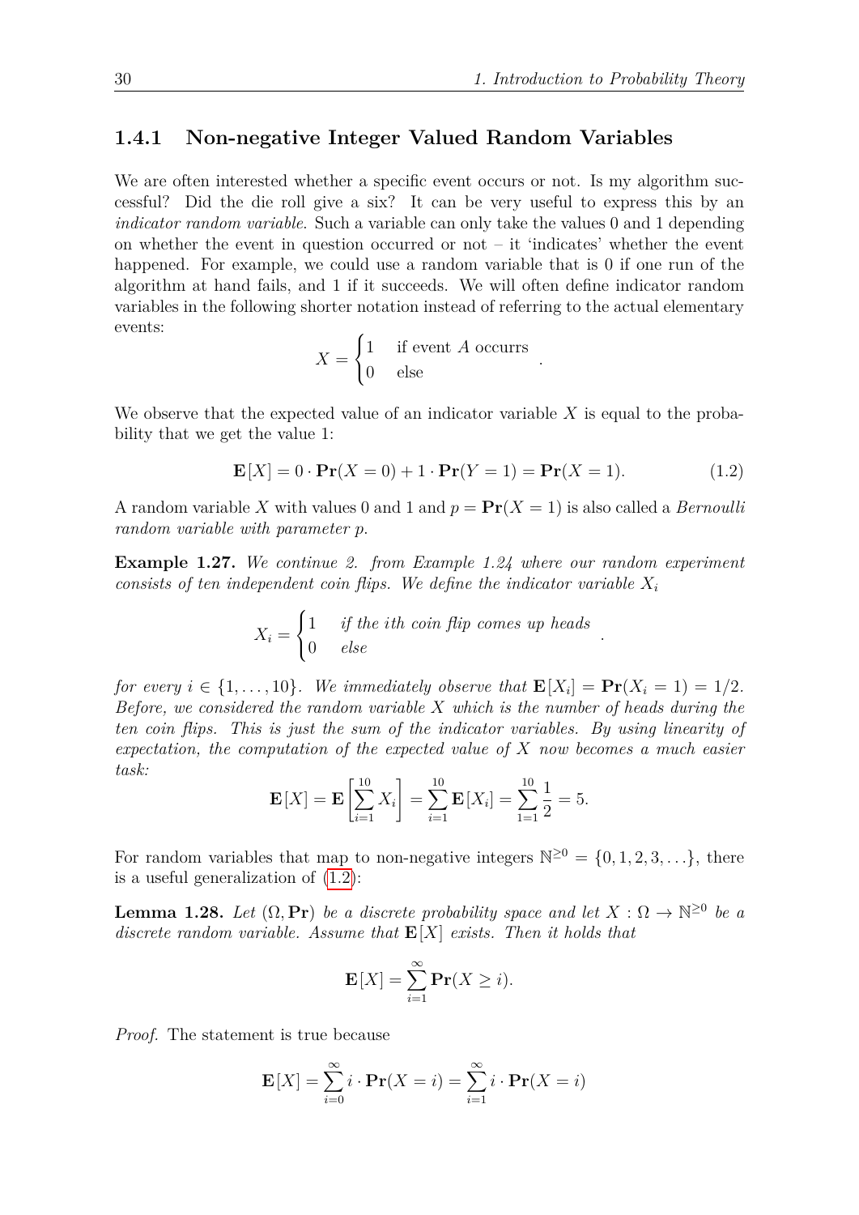### 1.4.1 Non-negative Integer Valued Random Variables

We are often interested whether a specific event occurs or not. Is my algorithm successful? Did the die roll give a six? It can be very useful to express this by an *indicator random variable*. Such a variable can only take the values 0 and 1 depending on whether the event in question occurred or not – it 'indicates' whether the event happened. For example, we could use a random variable that is 0 if one run of the algorithm at hand fails, and 1 if it succeeds. We will often define indicator random variables in the following shorter notation instead of referring to the actual elementary events:

$$X = \begin{cases} 1 & \text{if event } A \text{ occurrs} \\ 0 & \text{else} \end{cases}.$$

We observe that the expected value of an indicator variable $X$ is equal to the probability that we get the value 1:

$$\mathbf{E}[X] = 0 \cdot \mathbf{Pr}(X = 0) + 1 \cdot \mathbf{Pr}(Y = 1) = \mathbf{Pr}(X = 1). \tag{1.2}$$

A random variable $X$ with values 0 and 1 and $p = \mathbf{Pr}(X = 1)$ is also called a *Bernoulli random variable with parameter p*.

**Example 1.27.** *We continue 2. from Example 1.24 where our random experiment consists of ten independent coin flips. We define the indicator variable $X_i$*

$$X_i = \begin{cases} 1 & \textit{if the ith coin flip comes up heads} \\ 0 & \textit{else} \end{cases}.$$

*for every $i \in \{1, \ldots, 10\}$. We immediately observe that $\mathbf{E}[X_i] = \mathbf{Pr}(X_i = 1) = 1/2$. Before, we considered the random variable $X$ which is the number of heads during the ten coin flips. This is just the sum of the indicator variables. By using linearity of expectation, the computation of the expected value of $X$ now becomes a much easier task:*

$$\mathbf{E}[X] = \mathbf{E}\left[\sum_{i=1}^{10} X_i\right] = \sum_{i=1}^{10} \mathbf{E}[X_i] = \sum_{1=1}^{10} \frac{1}{2} = 5.$$

For random variables that map to non-negative integers $\mathbb{N}^{\geq 0} = \{0, 1, 2, 3, \ldots\}$, there is a useful generalization of (1.2):

**Lemma 1.28.** *Let $(\Omega, \mathbf{Pr})$ be a discrete probability space and let $X : \Omega \to \mathbb{N}^{\geq 0}$ be a discrete random variable. Assume that $\mathbf{E}[X]$ exists. Then it holds that*

$$\mathbf{E}[X] = \sum_{i=1}^{\infty} \mathbf{Pr}(X \geq i).$$

*Proof.* The statement is true because

$$\mathbf{E}[X] = \sum_{i=0}^{\infty} i \cdot \mathbf{Pr}(X = i) = \sum_{i=1}^{\infty} i \cdot \mathbf{Pr}(X = i)$$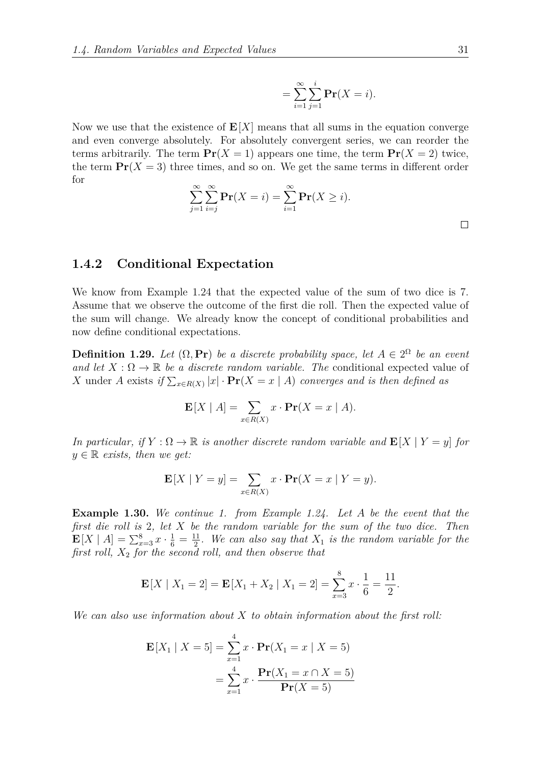$$= \sum_{i=1}^{\infty} \sum_{j=1}^{i} \mathbf{Pr}(X = i).$$

Now we use that the existence of $\mathbf{E}[X]$ means that all sums in the equation converge and even converge absolutely. For absolutely convergent series, we can reorder the terms arbitrarily. The term $\mathbf{Pr}(X = 1)$ appears one time, the term $\mathbf{Pr}(X = 2)$ twice, the term $\mathbf{Pr}(X = 3)$ three times, and so on. We get the same terms in different order for

$$\sum_{j=1}^{\infty} \sum_{i=j}^{\infty} \mathbf{Pr}(X = i) = \sum_{i=1}^{\infty} \mathbf{Pr}(X \geq i).$$

□

### 1.4.2 Conditional Expectation

We know from Example 1.24 that the expected value of the sum of two dice is 7. Assume that we observe the outcome of the first die roll. Then the expected value of the sum will change. We already know the concept of conditional probabilities and now define conditional expectations.

**Definition 1.29.** *Let $(\Omega, \mathbf{Pr})$ be a discrete probability space, let $A \in 2^{\Omega}$ be an event and let $X : \Omega \to \mathbb{R}$ be a discrete random variable. The* conditional expected value of $X$ under $A$ exists *if $\sum_{x \in R(X)} |x| \cdot \mathbf{Pr}(X = x \mid A)$ converges and is then defined as*

$$\mathbf{E}[X \mid A] = \sum_{x \in R(X)} x \cdot \mathbf{Pr}(X = x \mid A).$$

*In particular, if $Y : \Omega \to \mathbb{R}$ is another discrete random variable and $\mathbf{E}[X \mid Y = y]$ for $y \in \mathbb{R}$ exists, then we get:*

$$\mathbf{E}[X \mid Y = y] = \sum_{x \in R(X)} x \cdot \mathbf{Pr}(X = x \mid Y = y).$$

**Example 1.30.** *We continue 1. from Example 1.24. Let $A$ be the event that the first die roll is 2, let $X$ be the random variable for the sum of the two dice. Then $\mathbf{E}[X \mid A] = \sum_{x=3}^{8} x \cdot \frac{1}{6} = \frac{11}{2}$. We can also say that $X_1$ is the random variable for the first roll, $X_2$ for the second roll, and then observe that*

$$\mathbf{E}[X \mid X_1 = 2] = \mathbf{E}[X_1 + X_2 \mid X_1 = 2] = \sum_{x=3}^{8} x \cdot \frac{1}{6} = \frac{11}{2}.$$

*We can also use information about $X$ to obtain information about the first roll:*

$$\begin{aligned}
\mathbf{E}[X_1 \mid X = 5] &= \sum_{x=1}^{4} x \cdot \mathbf{Pr}(X_1 = x \mid X = 5) \\
&= \sum_{x=1}^{4} x \cdot \frac{\mathbf{Pr}(X_1 = x \cap X = 5)}{\mathbf{Pr}(X = 5)}
\end{aligned}$$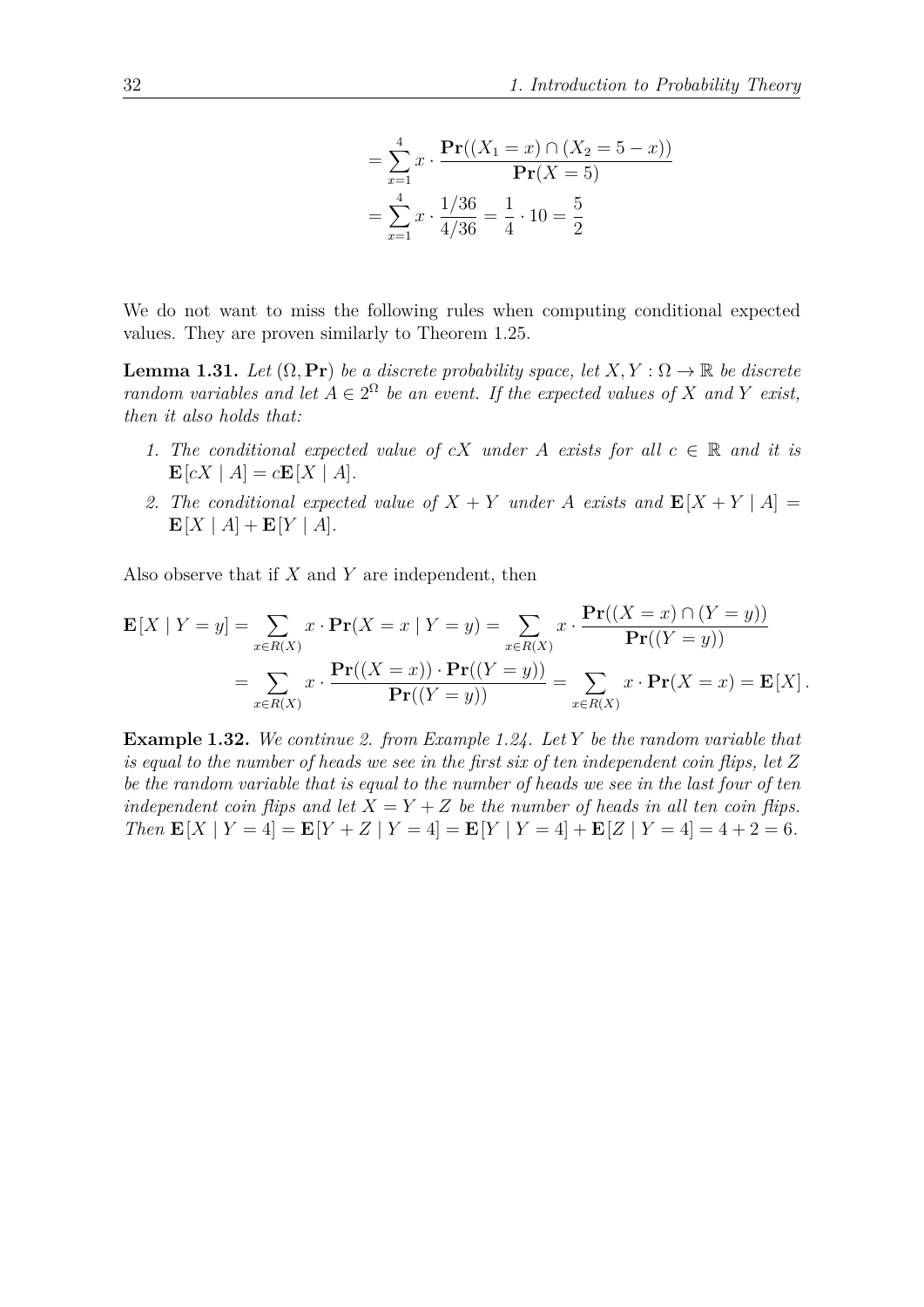$$= \sum_{x=1}^{4} x \cdot \frac{\mathbf{Pr}((X_1 = x) \cap (X_2 = 5 - x))}{\mathbf{Pr}(X = 5)}$$

$$= \sum_{x=1}^{4} x \cdot \frac{1/36}{4/36} = \frac{1}{4} \cdot 10 = \frac{5}{2}$$

We do not want to miss the following rules when computing conditional expected values. They are proven similarly to Theorem 1.25.

**Lemma 1.31.** *Let $(\Omega, \mathbf{Pr})$ be a discrete probability space, let $X, Y : \Omega \to \mathbb{R}$ be discrete random variables and let $A \in 2^\Omega$ be an event. If the expected values of $X$ and $Y$ exist, then it also holds that:*

1. *The conditional expected value of $cX$ under $A$ exists for all $c \in \mathbb{R}$ and it is $\mathbf{E}[cX \mid A] = c\mathbf{E}[X \mid A]$.*
2. *The conditional expected value of $X + Y$ under $A$ exists and $\mathbf{E}[X + Y \mid A] = \mathbf{E}[X \mid A] + \mathbf{E}[Y \mid A]$.*

Also observe that if $X$ and $Y$ are independent, then

$$\mathbf{E}[X \mid Y = y] = \sum_{x \in R(X)} x \cdot \mathbf{Pr}(X = x \mid Y = y) = \sum_{x \in R(X)} x \cdot \frac{\mathbf{Pr}((X = x) \cap (Y = y))}{\mathbf{Pr}((Y = y))}$$

$$= \sum_{x \in R(X)} x \cdot \frac{\mathbf{Pr}((X = x)) \cdot \mathbf{Pr}((Y = y))}{\mathbf{Pr}((Y = y))} = \sum_{x \in R(X)} x \cdot \mathbf{Pr}(X = x) = \mathbf{E}[X].$$

**Example 1.32.** *We continue 2. from Example 1.24. Let $Y$ be the random variable that is equal to the number of heads we see in the first six of ten independent coin flips, let $Z$ be the random variable that is equal to the number of heads we see in the last four of ten independent coin flips and let $X = Y + Z$ be the number of heads in all ten coin flips. Then $\mathbf{E}[X \mid Y = 4] = \mathbf{E}[Y + Z \mid Y = 4] = \mathbf{E}[Y \mid Y = 4] + \mathbf{E}[Z \mid Y = 4] = 4 + 2 = 6$.*